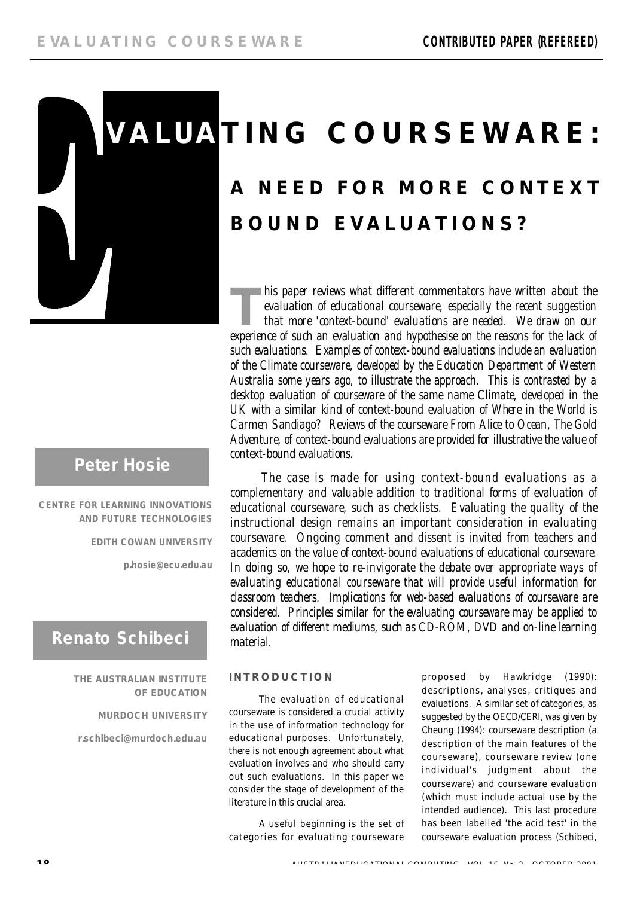# EVALUATING COURSEWARE:

## A NEED FOR MORE CONTEXT BOUND EVALUATIONS?

**Peter Hosie**

CENTRE FOR LEARNING INNOVATIONS AND FUTURE TECHNOLOGIES

EDITH COWAN UNIVERSITY

p.hosie@ecu.edu.au

**Renato Schibeci**

THE AUSTRALIAN INSTITUTE OF EDUCATION

MURDOCH UNIVERSITY

r.schibeci@murdoch.edu.au

*This paper reviews what different commentators have written about the evaluation of educational courseware, especially the recent suggestion that more 'context-bound' evaluations are needed. We draw on our experience of such an evaluation and hypothesise on the reasons for the lack of such evaluations. Examples of context-bound evaluations include an evaluation of the Climate courseware, developed by the Education Department of Western Australia some years ago, to illustrate the approach. This is contrasted by a desktop evaluation of courseware of the same name Climate, developed in the UK with a similar kind of context-bound evaluation of Where in the World is Carmen Sandiago? Reviews of the courseware From Alice to Ocean, The Gold Adventure, of context-bound evaluations are provided for illustrative the value of context-bound evaluations.*

*The case is made for using context-bound evaluations as a complementary and valuable addition to traditional forms of evaluation of educational courseware, such as checklists. Evaluating the quality of the instructional design remains an important consideration in evaluating courseware. Ongoing comment and dissent is invited from teachers and academics on the value of context-bound evaluations of educational courseware. In doing so, we hope to re-invigorate the debate over appropriate ways of evaluating educational courseware that will provide useful information for classroom teachers. Implications for web-based evaluations of courseware are considered. Principles similar for the evaluating courseware may be applied to evaluation of different mediums, such as CD-ROM, DVD and on-line learning material.*

### INTRODUCTION

The evaluation of educational courseware is considered a crucial activity in the use of information technology for educational purposes. Unfortunately, there is not enough agreement about what evaluation involves and who should carry out such evaluations. In this paper we consider the stage of development of the literature in this crucial area.

A useful beginning is the set of categories for evaluating courseware proposed by Hawkridge (1990): descriptions, analyses, critiques and evaluations. A similar set of categories, as suggested by the OECD/CERI, was given by Cheung (1994): courseware description (a description of the main features of the courseware), courseware review (one individual's judgment about the courseware) and courseware evaluation (which must include actual use by the intended audience). This last procedure has been labelled 'the acid test' in the courseware evaluation process (Schibeci,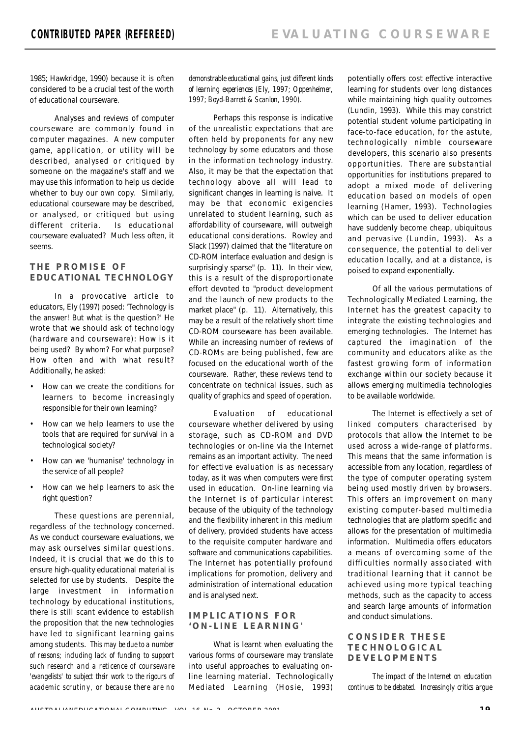1985; Hawkridge, 1990) because it is often considered to be a crucial test of the worth of educational courseware.

Analyses and reviews of computer courseware are commonly found in computer magazines. A new computer game, application, or utility will be described, analysed or critiqued by someone on the magazine's staff and we may use this information to help us decide whether to buy our own copy. Similarly, educational courseware may be described, or analysed, or critiqued but using different criteria. Is educational courseware evaluated? Much less often, it seems.

## THE PROMISE OF EDUCATIONAL TECHNOLOGY

In a provocative article to educators, Ely (1997) posed: 'Technology is the answer! But what is the question?' He wrote that we should ask of technology (hardware and courseware): How is it being used? By whom? For what purpose? How often and with what result? Additionally, he asked:

- How can we create the conditions for learners to become increasingly responsible for their own learning?
- How can we help learners to use the tools that are required for survival in a technological society?
- How can we 'humanise' technology in the service of all people?
- How can we help learners to ask the right question?

These questions are perennial, regardless of the technology concerned. As we conduct courseware evaluations, we may ask ourselves similar questions. Indeed, it is crucial that we do this to ensure high-quality educational material is selected for use by students. Despite the large investment in information technology by educational institutions, there is still scant evidence to establish the proposition that the new technologies have led to significant learning gains among students. *This may be due to a number of reasons; including lack of funding to support such research and a reticence of courseware 'evangelists' to subject their work to the rigours of academic scrutiny, or because there are no demonstrable educational gains, just different kinds of learning experiences (Ely, 1997; Oppenheimer, 1997; Boyd-Barrett & Scanlon, 1990).*

Perhaps this response is indicative of the unrealistic expectations that are often held by proponents for any new technology by some educators and those in the information technology industry. Also, it may be that the expectation that technology above all will lead to significant changes in learning is naive. It may be that economic exigencies unrelated to student learning, such as affordability of courseware, will outweigh educational considerations. Rowley and Slack (1997) claimed that the "literature on CD-ROM interface evaluation and design is surprisingly sparse" (p. 11). In their view, this is a result of the disproportionate effort devoted to "product development and the launch of new products to the market place" (p. 11). Alternatively, this may be a result of the relatively short time CD-ROM courseware has been available. While an increasing number of reviews of CD-ROMs are being published, few are focused on the educational worth of the courseware. Rather, these reviews tend to concentrate on technical issues, such as quality of graphics and speed of operation.

Evaluation of educational courseware whether delivered by using storage, such as CD-ROM and DVD technologies or on-line via the Internet remains as an important activity. The need for effective evaluation is as necessary today, as it was when computers were first used in education. On-line learning via the Internet is of particular interest because of the ubiquity of the technology and the flexibility inherent in this medium of delivery, provided students have access to the requisite computer hardware and software and communications capabilities. The Internet has potentially profound implications for promotion, delivery and administration of international education and is analysed next.

## IMPLICATIONS FOR 'ON-LINE LEARNING'

What is learnt when evaluating the various forms of courseware may translate into useful approaches to evaluating on-line learning material. Technologically Mediated Learning (Hosie, 1993) potentially offers cost effective interactive learning for students over long distances while maintaining high quality outcomes (Lundin, 1993). While this may constrict potential student volume participating in face-to-face education, for the astute, technologically nimble courseware developers, this scenario also presents opportunities. There are substantial opportunities for institutions prepared to adopt a mixed mode of delivering education based on models of open learning (Hamer, 1993). Technologies which can be used to deliver education have suddenly become cheap, ubiquitous and pervasive (Lundin, 1993). As a consequence, the potential to deliver education locally, and at a distance, is poised to expand exponentially.

Of all the various permutations of Technologically Mediated Learning, the Internet has the greatest capacity to integrate the existing technologies and emerging technologies. The Internet has captured the imagination of the community and educators alike as the fastest growing form of information exchange within our society because it allows emerging multimedia technologies to be available worldwide.

The Internet is effectively a set of linked computers characterised by protocols that allow the Internet to be used across a wide-range of platforms. This means that the same information is accessible from any location, regardless of the type of computer operating system being used mostly driven by browsers. This offers an improvement on many existing computer-based multimedia technologies that are platform specific and allows for the presentation of multimedia information. Multimedia offers educators a means of overcoming some of the difficulties normally associated with traditional learning that it cannot be achieved using more typical teaching methods, such as the capacity to access and search large amounts of information and conduct simulations.

## CONSIDER THESE TECHNOLOGICAL DEVELOPMENTS

*The impact of the Internet on education continues to be debated. Increasingly critics argue*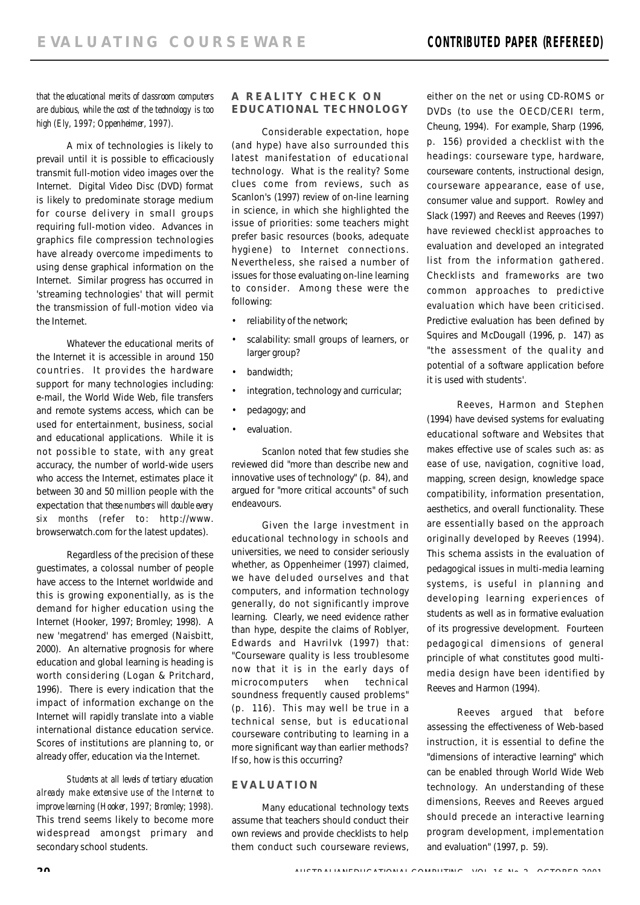*that the educational merits of classroom computers are dubious, while the cost of the technology is too high (Ely, 1997; Oppenheimer, 1997).*

A mix of technologies is likely to prevail until it is possible to efficaciously transmit full-motion video images over the Internet. Digital Video Disc (DVD) format is likely to predominate storage medium for course delivery in small groups requiring full-motion video. Advances in graphics file compression technologies have already overcome impediments to using dense graphical information on the Internet. Similar progress has occurred in 'streaming technologies' that will permit the transmission of full-motion video via the Internet.

Whatever the educational merits of the Internet it is accessible in around 150 countries. It provides the hardware support for many technologies including: e-mail, the World Wide Web, file transfers and remote systems access, which can be used for entertainment, business, social and educational applications. While it is not possible to state, with any great accuracy, the number of world-wide users who access the Internet, estimates place it between 30 and 50 million people with the expectation that *these numbers will double every six months* (refer to: http://www.browserwatch.com for the latest updates).

Regardless of the precision of these guestimates, a colossal number of people have access to the Internet worldwide and this is growing exponentially, as is the demand for higher education using the Internet (Hooker, 1997; Bromley; 1998). A new 'megatrend' has emerged (Naisbitt, 2000). An alternative prognosis for where education and global learning is heading is worth considering (Logan & Pritchard, 1996). There is every indication that the impact of information exchange on the Internet will rapidly translate into a viable international distance education service. Scores of institutions are planning to, or already offer, education via the Internet.

*Students at all levels of tertiary education already make extensive use of the Internet to improve learning (Hooker, 1997; Bromley; 1998).* This trend seems likely to become more widespread amongst primary and secondary school students.

## A REALITY CHECK ON EDUCATIONAL TECHNOLOGY

Considerable expectation, hope (and hype) have also surrounded this latest manifestation of educational technology. What is the reality? Some clues come from reviews, such as Scanlon's (1997) review of on-line learning in science, in which she highlighted the issue of priorities: some teachers might prefer basic resources (books, adequate hygiene) to Internet connections. Nevertheless, she raised a number of issues for those evaluating on-line learning to consider. Among these were the following:

- reliability of the network;
- scalability: small groups of learners, or larger group?
- bandwidth;
- integration, technology and curricular;
- pedagogy; and
- evaluation.

Scanlon noted that few studies she reviewed did "more than describe new and innovative uses of technology" (p. 84), and argued for "more critical accounts" of such endeavours.

Given the large investment in educational technology in schools and universities, we need to consider seriously whether, as Oppenheimer (1997) claimed, we have deluded ourselves and that computers, and information technology generally, do not significantly improve learning. Clearly, we need evidence rather than hype, despite the claims of Roblyer, Edwards and Havrilvk (1997) that: "Courseware quality is less troublesome now that it is in the early days of microcomputers when technical soundness frequently caused problems" (p. 116). This may well be true in a technical sense, but is educational courseware contributing to learning in a more significant way than earlier methods? If so, how is this occurring?

## EVALUATION

Many educational technology texts assume that teachers should conduct their own reviews and provide checklists to help them conduct such courseware reviews, either on the net or using CD-ROMS or DVDs (to use the OECD/CERI term, Cheung, 1994). For example, Sharp (1996, p. 156) provided a checklist with the headings: courseware type, hardware, courseware contents, instructional design, courseware appearance, ease of use, consumer value and support. Rowley and Slack (1997) and Reeves and Reeves (1997) have reviewed checklist approaches to evaluation and developed an integrated list from the information gathered. Checklists and frameworks are two common approaches to predictive evaluation which have been criticised. Predictive evaluation has been defined by Squires and McDougall (1996, p. 147) as "the assessment of the quality and potential of a software application before it is used with students'.

Reeves, Harmon and Stephen (1994) have devised systems for evaluating educational software and Websites that makes effective use of scales such as: as ease of use, navigation, cognitive load, mapping, screen design, knowledge space compatibility, information presentation, aesthetics, and overall functionality. These are essentially based on the approach originally developed by Reeves (1994). This schema assists in the evaluation of pedagogical issues in multi-media learning systems, is useful in planning and developing learning experiences of students as well as in formative evaluation of its progressive development. Fourteen pedagogical dimensions of general principle of what constitutes good multi-media design have been identified by Reeves and Harmon (1994).

Reeves argued that before assessing the effectiveness of Web-based instruction, it is essential to define the "dimensions of interactive learning" which can be enabled through World Wide Web technology. An understanding of these dimensions, Reeves and Reeves argued should precede an interactive learning program development, implementation and evaluation" (1997, p. 59).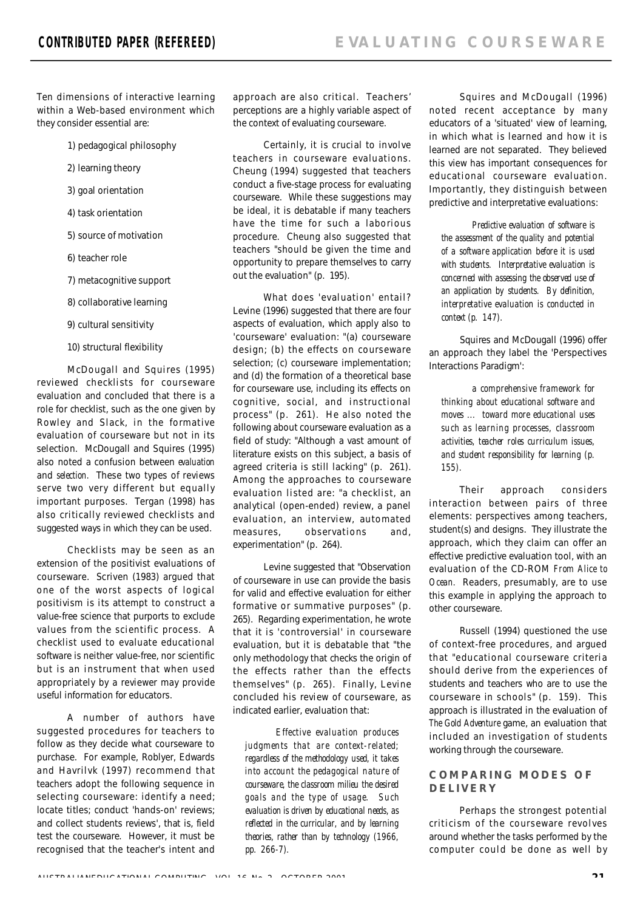Ten dimensions of interactive learning within a Web-based environment which they consider essential are:

1) pedagogical philosophy

2) learning theory

3) goal orientation

4) task orientation

5) source of motivation

6) teacher role

7) metacognitive support

8) collaborative learning

9) cultural sensitivity

10) structural flexibility

McDougall and Squires (1995) reviewed checklists for courseware evaluation and concluded that there is a role for checklist, such as the one given by Rowley and Slack, in the formative evaluation of courseware but not in its selection. McDougall and Squires (1995) also noted a confusion between *evaluation* and *selection*. These two types of reviews serve two very different but equally important purposes. Tergan (1998) has also critically reviewed checklists and suggested ways in which they can be used.

Checklists may be seen as an extension of the positivist evaluations of courseware. Scriven (1983) argued that one of the worst aspects of logical positivism is its attempt to construct a value-free science that purports to exclude values from the scientific process. A checklist used to evaluate educational software is neither value-free, nor scientific but is an instrument that when used appropriately by a reviewer may provide useful information for educators.

A number of authors have suggested procedures for teachers to follow as they decide what courseware to purchase. For example, Roblyer, Edwards and Havrilvk (1997) recommend that teachers adopt the following sequence in selecting courseware: identify a need; locate titles; conduct 'hands-on' reviews; and collect students reviews', that is, field test the courseware. However, it must be recognised that the teacher's intent and approach are also critical. Teachers' perceptions are a highly variable aspect of the context of evaluating courseware.

Certainly, it is crucial to involve teachers in courseware evaluations. Cheung (1994) suggested that teachers conduct a five-stage process for evaluating courseware. While these suggestions may be ideal, it is debatable if many teachers have the time for such a laborious procedure. Cheung also suggested that teachers "should be given the time and opportunity to prepare themselves to carry out the evaluation" (p. 195).

What does 'evaluation' entail? Levine (1996) suggested that there are four aspects of evaluation, which apply also to 'courseware' evaluation: "(a) courseware design; (b) the effects on courseware selection; (c) courseware implementation; and (d) the formation of a theoretical base for courseware use, including its effects on cognitive, social, and instructional process" (p. 261). He also noted the following about courseware evaluation as a field of study: "Although a vast amount of literature exists on this subject, a basis of agreed criteria is still lacking" (p. 261). Among the approaches to courseware evaluation listed are: "a checklist, an analytical (open-ended) review, a panel evaluation, an interview, automated measures, observations and, experimentation" (p. 264).

Levine suggested that "Observation of courseware in use can provide the basis for valid and effective evaluation for either formative or summative purposes" (p. 265). Regarding experimentation, he wrote that it is 'controversial' in courseware evaluation, but it is debatable that "the only methodology that checks the origin of the effects rather than the effects themselves" (p. 265). Finally, Levine concluded his review of courseware, as indicated earlier, evaluation that:

> *Effective evaluation produces judgments that are context-related; regardless of the methodology used, it takes into account the pedagogical nature of courseware, the classroom milieu the desired goals and the type of usage. Such evaluation is driven by educational needs, as reflected in the curricular, and by learning theories, rather than by technology (1966, pp. 266-7).*

Squires and McDougall (1996) noted recent acceptance by many educators of a 'situated' view of learning, in which what is learned and how it is learned are not separated. They believed this view has important consequences for educational courseware evaluation. Importantly, they distinguish between predictive and interpretative evaluations:

> *Predictive evaluation of software is the assessment of the quality and potential of a software application before it is used with students. Interpretative evaluation is concerned with assessing the observed use of an application by students. By definition, interpretative evaluation is conducted in context (p. 147).*

Squires and McDougall (1996) offer an approach they label the 'Perspectives Interactions Paradigm':

> *a comprehensive framework for thinking about educational software and moves ... toward more educational uses such as learning processes, classroom activities, teacher roles curriculum issues, and student responsibility for learning (p. 155).*

Their approach considers interaction between pairs of three elements: perspectives among teachers, student(s) and designs. They illustrate the approach, which they claim can offer an effective predictive evaluation tool, with an evaluation of the CD-ROM *From Alice to Ocean*. Readers, presumably, are to use this example in applying the approach to other courseware.

Russell (1994) questioned the use of context-free procedures, and argued that "educational courseware criteria should derive from the experiences of students and teachers who are to use the courseware in schools" (p. 159). This approach is illustrated in the evaluation of *The Gold Adventure* game, an evaluation that included an investigation of students working through the courseware.

## COMPARING MODES OF DELIVERY

Perhaps the strongest potential criticism of the courseware revolves around whether the tasks performed by the computer could be done as well by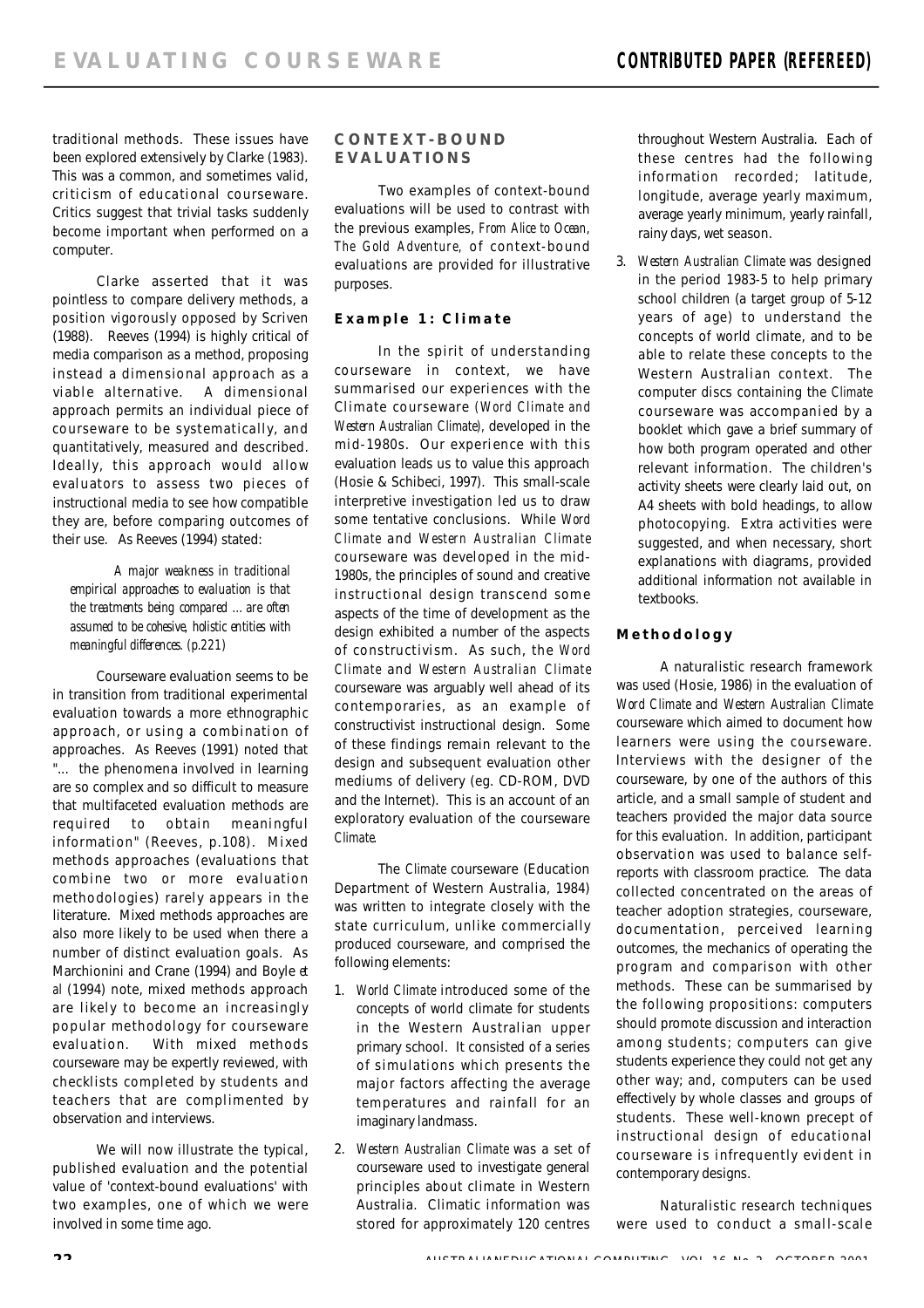traditional methods. These issues have been explored extensively by Clarke (1983). This was a common, and sometimes valid, criticism of educational courseware. Critics suggest that trivial tasks suddenly become important when performed on a computer.

Clarke asserted that it was pointless to compare delivery methods, a position vigorously opposed by Scriven (1988). Reeves (1994) is highly critical of media comparison as a method, proposing instead a dimensional approach as a viable alternative. A dimensional approach permits an individual piece of courseware to be systematically, and quantitatively, measured and described. Ideally, this approach would allow evaluators to assess two pieces of instructional media to see how compatible they are, before comparing outcomes of their use. As Reeves (1994) stated:

> *A major weakness in traditional empirical approaches to evaluation is that the treatments being compared ... are often assumed to be cohesive, holistic entities with meaningful differences. (p.221)*

Courseware evaluation seems to be in transition from traditional experimental evaluation towards a more ethnographic approach, or using a combination of approaches. As Reeves (1991) noted that "... the phenomena involved in learning are so complex and so difficult to measure that multifaceted evaluation methods are required to obtain meaningful information" (Reeves, p.108). Mixed methods approaches (evaluations that combine two or more evaluation methodologies) rarely appears in the literature. Mixed methods approaches are also more likely to be used when there a number of distinct evaluation goals. As Marchionini and Crane (1994) and Boyle *et al* (1994) note, mixed methods approach are likely to become an increasingly popular methodology for courseware evaluation. With mixed methods courseware may be expertly reviewed, with checklists completed by students and teachers that are complimented by observation and interviews.

We will now illustrate the typical, published evaluation and the potential value of 'context-bound evaluations' with two examples, one of which we were involved in some time ago.

## CONTEXT-BOUND EVALUATIONS

Two examples of context-bound evaluations will be used to contrast with the previous examples, *From Alice to Ocean, The Gold Adventure,* of context-bound evaluations are provided for illustrative purposes.

### Example 1: Climate

In the spirit of understanding courseware in context, we have summarised our experiences with the Climate courseware (*Word Climate and Western Australian Climate*), developed in the mid-1980s. Our experience with this evaluation leads us to value this approach (Hosie & Schibeci, 1997). This small-scale interpretive investigation led us to draw some tentative conclusions. While *Word Climate* and *Western Australian Climate* courseware was developed in the mid-1980s, the principles of sound and creative instructional design transcend some aspects of the time of development as the design exhibited a number of the aspects of constructivism. As such, the *Word Climate* and *Western Australian Climate* courseware was arguably well ahead of its contemporaries, as an example of constructivist instructional design. Some of these findings remain relevant to the design and subsequent evaluation other mediums of delivery (eg. CD-ROM, DVD and the Internet). This is an account of an exploratory evaluation of the courseware *Climate*.

The *Climate* courseware (Education Department of Western Australia, 1984) was written to integrate closely with the state curriculum, unlike commercially produced courseware, and comprised the following elements:

1. *World Climate* introduced some of the concepts of world climate for students in the Western Australian upper primary school. It consisted of a series of simulations which presents the major factors affecting the average temperatures and rainfall for an imaginary landmass.
2. *Western Australian Climate* was a set of courseware used to investigate general principles about climate in Western Australia. Climatic information was stored for approximately 120 centres throughout Western Australia. Each of these centres had the following information recorded; latitude, longitude, average yearly maximum, average yearly minimum, yearly rainfall, rainy days, wet season.
3. *Western Australian Climate* was designed in the period 1983-5 to help primary school children (a target group of 5-12 years of age) to understand the concepts of world climate, and to be able to relate these concepts to the Western Australian context. The computer discs containing the *Climate* courseware was accompanied by a booklet which gave a brief summary of how both program operated and other relevant information. The children's activity sheets were clearly laid out, on A4 sheets with bold headings, to allow photocopying. Extra activities were suggested, and when necessary, short explanations with diagrams, provided additional information not available in textbooks.

### Methodology

A naturalistic research framework was used (Hosie, 1986) in the evaluation of *Word Climate* and *Western Australian Climate* courseware which aimed to document how learners were using the courseware. Interviews with the designer of the courseware, by one of the authors of this article, and a small sample of student and teachers provided the major data source for this evaluation. In addition, participant observation was used to balance self-reports with classroom practice. The data collected concentrated on the areas of teacher adoption strategies, courseware, documentation, perceived learning outcomes, the mechanics of operating the program and comparison with other methods. These can be summarised by the following propositions: computers should promote discussion and interaction among students; computers can give students experience they could not get any other way; and, computers can be used effectively by whole classes and groups of students. These well-known precept of instructional design of educational courseware is infrequently evident in contemporary designs.

Naturalistic research techniques were used to conduct a small-scale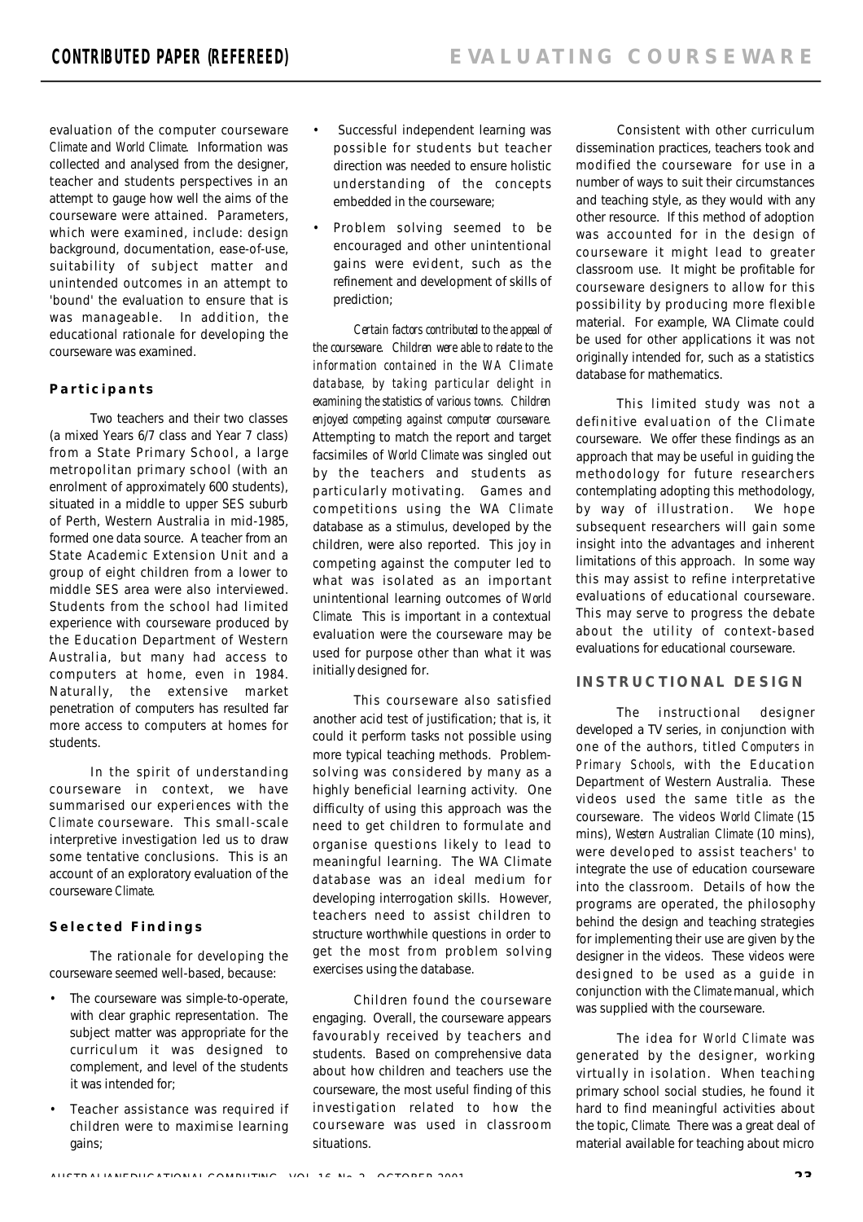evaluation of the computer courseware *Climate* and *World Climate*. Information was collected and analysed from the designer, teacher and students perspectives in an attempt to gauge how well the aims of the courseware were attained. Parameters, which were examined, include: design background, documentation, ease-of-use, suitability of subject matter and unintended outcomes in an attempt to 'bound' the evaluation to ensure that is was manageable. In addition, the educational rationale for developing the courseware was examined.

### Participants

Two teachers and their two classes (a mixed Years 6/7 class and Year 7 class) from a State Primary School, a large metropolitan primary school (with an enrolment of approximately 600 students), situated in a middle to upper SES suburb of Perth, Western Australia in mid-1985, formed one data source. A teacher from an State Academic Extension Unit and a group of eight children from a lower to middle SES area were also interviewed. Students from the school had limited experience with courseware produced by the Education Department of Western Australia, but many had access to computers at home, even in 1984. Naturally, the extensive market penetration of computers has resulted far more access to computers at homes for students.

In the spirit of understanding courseware in context, we have summarised our experiences with the *Climate* courseware. This small-scale interpretive investigation led us to draw some tentative conclusions. This is an account of an exploratory evaluation of the courseware *Climate*.

### Selected Findings

The rationale for developing the courseware seemed well-based, because:

- The courseware was simple-to-operate, with clear graphic representation. The subject matter was appropriate for the curriculum it was designed to complement, and level of the students it was intended for;
- Teacher assistance was required if children were to maximise learning gains;
- Successful independent learning was possible for students but teacher direction was needed to ensure holistic understanding of the concepts embedded in the courseware;
- Problem solving seemed to be encouraged and other unintentional gains were evident, such as the refinement and development of skills of prediction;

*Certain factors contributed to the appeal of the courseware. Children were able to relate to the information contained in the WA Climate database, by taking particular delight in examining the statistics of various towns. Children enjoyed competing against computer courseware.* Attempting to match the report and target facsimiles of *World Climate* was singled out by the teachers and students as particularly motivating. Games and competitions using the WA *Climate* database as a stimulus, developed by the children, were also reported. This joy in competing against the computer led to what was isolated as an important unintentional learning outcomes of *World Climate*. This is important in a contextual evaluation were the courseware may be used for purpose other than what it was initially designed for.

This courseware also satisfied another acid test of justification; that is, it could it perform tasks not possible using more typical teaching methods. Problem-solving was considered by many as a highly beneficial learning activity. One difficulty of using this approach was the need to get children to formulate and organise questions likely to lead to meaningful learning. The WA Climate database was an ideal medium for developing interrogation skills. However, teachers need to assist children to structure worthwhile questions in order to get the most from problem solving exercises using the database.

Children found the courseware engaging. Overall, the courseware appears favourably received by teachers and students. Based on comprehensive data about how children and teachers use the courseware, the most useful finding of this investigation related to how the courseware was used in classroom situations.

Consistent with other curriculum dissemination practices, teachers took and modified the courseware for use in a number of ways to suit their circumstances and teaching style, as they would with any other resource. If this method of adoption was accounted for in the design of courseware it might lead to greater classroom use. It might be profitable for courseware designers to allow for this possibility by producing more flexible material. For example, WA Climate could be used for other applications it was not originally intended for, such as a statistics database for mathematics.

This limited study was not a definitive evaluation of the Climate courseware. We offer these findings as an approach that may be useful in guiding the methodology for future researchers contemplating adopting this methodology, by way of illustration. We hope subsequent researchers will gain some insight into the advantages and inherent limitations of this approach. In some way this may assist to refine interpretative evaluations of educational courseware. This may serve to progress the debate about the utility of context-based evaluations for educational courseware.

## INSTRUCTIONAL DESIGN

The instructional designer developed a TV series, in conjunction with one of the authors, titled *Computers in Primary Schools*, with the Education Department of Western Australia. These videos used the same title as the courseware. The videos *World Climate* (15 mins), *Western Australian Climate* (10 mins), were developed to assist teachers' to integrate the use of education courseware into the classroom. Details of how the programs are operated, the philosophy behind the design and teaching strategies for implementing their use are given by the designer in the videos. These videos were designed to be used as a guide in conjunction with the *Climate* manual, which was supplied with the courseware.

The idea for *World Climate* was generated by the designer, working virtually in isolation. When teaching primary school social studies, he found it hard to find meaningful activities about the topic, *Climate*. There was a great deal of material available for teaching about micro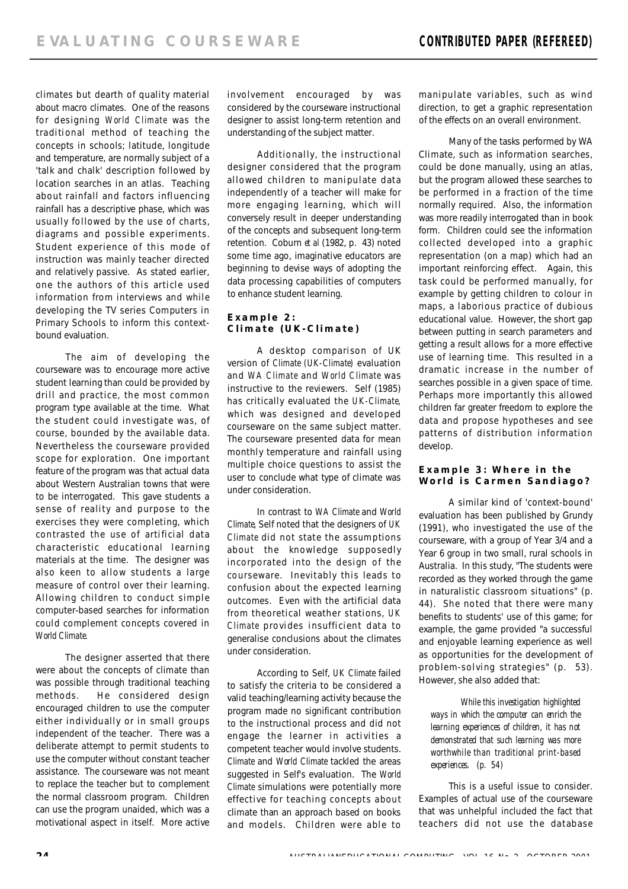climates but dearth of quality material about macro climates. One of the reasons for designing *World Climate* was the traditional method of teaching the concepts in schools; latitude, longitude and temperature, are normally subject of a 'talk and chalk' description followed by location searches in an atlas. Teaching about rainfall and factors influencing rainfall has a descriptive phase, which was usually followed by the use of charts, diagrams and possible experiments. Student experience of this mode of instruction was mainly teacher directed and relatively passive. As stated earlier, one the authors of this article used information from interviews and while developing the TV series Computers in Primary Schools to inform this context-bound evaluation.

The aim of developing the courseware was to encourage more active student learning than could be provided by drill and practice, the most common program type available at the time. What the student could investigate was, of course, bounded by the available data. Nevertheless the courseware provided scope for exploration. One important feature of the program was that actual data about Western Australian towns that were to be interrogated. This gave students a sense of reality and purpose to the exercises they were completing, which contrasted the use of artificial data characteristic educational learning materials at the time. The designer was also keen to allow students a large measure of control over their learning. Allowing children to conduct simple computer-based searches for information could complement concepts covered in *World Climate*.

The designer asserted that there were about the concepts of climate than was possible through traditional teaching methods. He considered design encouraged children to use the computer either individually or in small groups independent of the teacher. There was a deliberate attempt to permit students to use the computer without constant teacher assistance. The courseware was not meant to replace the teacher but to complement the normal classroom program. Children can use the program unaided, which was a motivational aspect in itself. More active involvement encouraged by was considered by the courseware instructional designer to assist long-term retention and understanding of the subject matter.

Additionally, the instructional designer considered that the program allowed children to manipulate data independently of a teacher will make for more engaging learning, which will conversely result in deeper understanding of the concepts and subsequent long-term retention. Coburn *et al* (1982, p. 43) noted some time ago, imaginative educators are beginning to devise ways of adopting the data processing capabilities of computers to enhance student learning.

### Example 2: Climate (UK-Climate)

A desktop comparison of UK version of *Climate (UK-Climate)* evaluation and *WA Climate* and *World Climate* was instructive to the reviewers. Self (1985) has critically evaluated the *UK-Climate*, which was designed and developed courseware on the same subject matter. The courseware presented data for mean monthly temperature and rainfall using multiple choice questions to assist the user to conclude what type of climate was under consideration.

In contrast to *WA Climate* and *World Climate*, Self noted that the designers of *UK Climate* did not state the assumptions about the knowledge supposedly incorporated into the design of the courseware. Inevitably this leads to confusion about the expected learning outcomes. Even with the artificial data from theoretical weather stations, *UK Climate* provides insufficient data to generalise conclusions about the climates under consideration.

According to Self, *UK Climate* failed to satisfy the criteria to be considered a valid teaching/learning activity because the program made no significant contribution to the instructional process and did not engage the learner in activities a competent teacher would involve students. *Climate* and *World Climate* tackled the areas suggested in Self's evaluation. The *World Climate* simulations were potentially more effective for teaching concepts about climate than an approach based on books and models. Children were able to manipulate variables, such as wind direction, to get a graphic representation of the effects on an overall environment.

Many of the tasks performed by WA Climate, such as information searches, could be done manually, using an atlas, but the program allowed these searches to be performed in a fraction of the time normally required. Also, the information was more readily interrogated than in book form. Children could see the information collected developed into a graphic representation (on a map) which had an important reinforcing effect. Again, this task could be performed manually, for example by getting children to colour in maps, a laborious practice of dubious educational value. However, the short gap between putting in search parameters and getting a result allows for a more effective use of learning time. This resulted in a dramatic increase in the number of searches possible in a given space of time. Perhaps more importantly this allowed children far greater freedom to explore the data and propose hypotheses and see patterns of distribution information develop.

### Example 3: Where in the World is Carmen Sandiago?

A similar kind of 'context-bound' evaluation has been published by Grundy (1991), who investigated the use of the courseware, with a group of Year 3/4 and a Year 6 group in two small, rural schools in Australia. In this study, "The students were recorded as they worked through the game in naturalistic classroom situations" (p. 44). She noted that there were many benefits to students' use of this game; for example, the game provided "a successful and enjoyable learning experience as well as opportunities for the development of problem-solving strategies" (p. 53). However, she also added that:

> *While this investigation highlighted ways in which the computer can enrich the learning experiences of children, it has not demonstrated that such learning was more worthwhile than traditional print-based experiences. (p. 54)*

This is a useful issue to consider. Examples of actual use of the courseware that was unhelpful included the fact that teachers did not use the database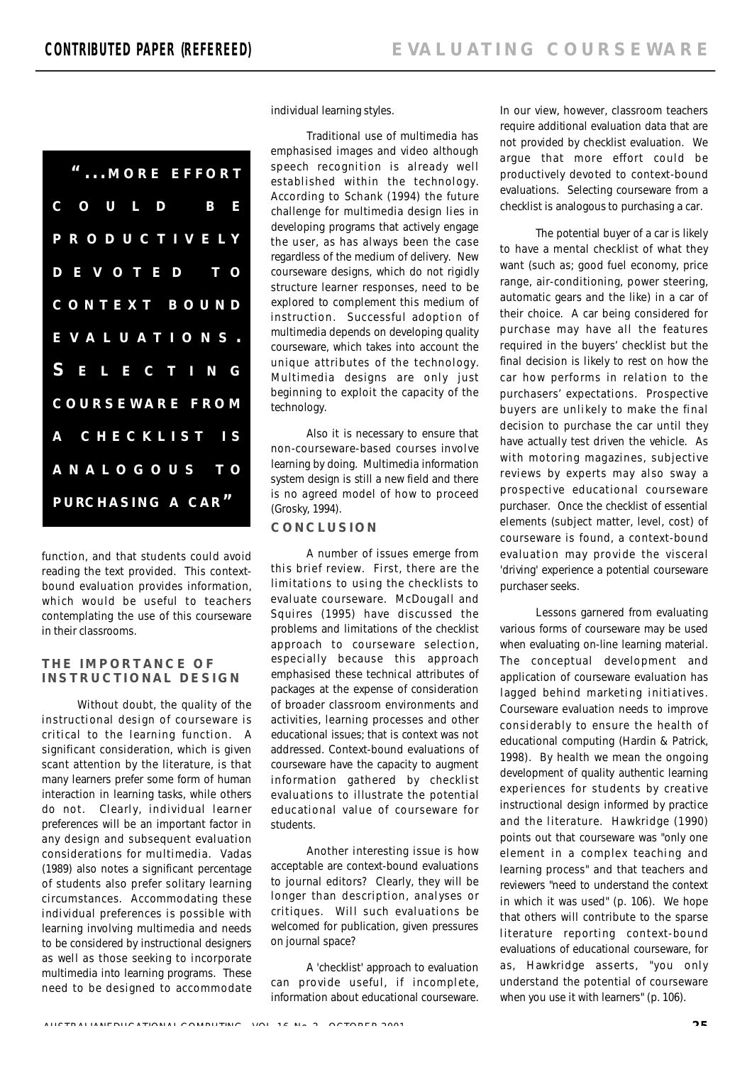"...MORE EFFORT COULD BE PRODUCTIVELY DEVOTED TO CONTEXT BOUND EVALUATIONS. SELECTING COURSEWARE FROM A CHECKLIST IS ANALOGOUS TO PURCHASING A CAR"

function, and that students could avoid reading the text provided. This context-bound evaluation provides information, which would be useful to teachers contemplating the use of this courseware in their classrooms.

## THE IMPORTANCE OF INSTRUCTIONAL DESIGN

Without doubt, the quality of the instructional design of courseware is critical to the learning function. A significant consideration, which is given scant attention by the literature, is that many learners prefer some form of human interaction in learning tasks, while others do not. Clearly, individual learner preferences will be an important factor in any design and subsequent evaluation considerations for multimedia. Vadas (1989) also notes a significant percentage of students also prefer solitary learning circumstances. Accommodating these individual preferences is possible with learning involving multimedia and needs to be considered by instructional designers as well as those seeking to incorporate multimedia into learning programs. These need to be designed to accommodate individual learning styles.

Traditional use of multimedia has emphasised images and video although speech recognition is already well established within the technology. According to Schank (1994) the future challenge for multimedia design lies in developing programs that actively engage the user, as has always been the case regardless of the medium of delivery. New courseware designs, which do not rigidly structure learner responses, need to be explored to complement this medium of instruction. Successful adoption of multimedia depends on developing quality courseware, which takes into account the unique attributes of the technology. Multimedia designs are only just beginning to exploit the capacity of the technology.

Also it is necessary to ensure that non-courseware-based courses involve learning by doing. Multimedia information system design is still a new field and there is no agreed model of how to proceed (Grosky, 1994).

## CONCLUSION

A number of issues emerge from this brief review. First, there are the limitations to using the checklists to evaluate courseware. McDougall and Squires (1995) have discussed the problems and limitations of the checklist approach to courseware selection, especially because this approach emphasised these technical attributes of packages at the expense of consideration of broader classroom environments and activities, learning processes and other educational issues; that is context was not addressed. Context-bound evaluations of courseware have the capacity to augment information gathered by checklist evaluations to illustrate the potential educational value of courseware for students.

Another interesting issue is how acceptable are context-bound evaluations to journal editors? Clearly, they will be longer than description, analyses or critiques. Will such evaluations be welcomed for publication, given pressures on journal space?

A 'checklist' approach to evaluation can provide useful, if incomplete, information about educational courseware. In our view, however, classroom teachers require additional evaluation data that are not provided by checklist evaluation. We argue that more effort could be productively devoted to context-bound evaluations. Selecting courseware from a checklist is analogous to purchasing a car.

The potential buyer of a car is likely to have a mental checklist of what they want (such as; good fuel economy, price range, air-conditioning, power steering, automatic gears and the like) in a car of their choice. A car being considered for purchase may have all the features required in the buyers' checklist but the final decision is likely to rest on how the car how performs in relation to the purchasers' expectations. Prospective buyers are unlikely to make the final decision to purchase the car until they have actually test driven the vehicle. As with motoring magazines, subjective reviews by experts may also sway a prospective educational courseware purchaser. Once the checklist of essential elements (subject matter, level, cost) of courseware is found, a context-bound evaluation may provide the visceral 'driving' experience a potential courseware purchaser seeks.

Lessons garnered from evaluating various forms of courseware may be used when evaluating on-line learning material. The conceptual development and application of courseware evaluation has lagged behind marketing initiatives. Courseware evaluation needs to improve considerably to ensure the health of educational computing (Hardin & Patrick, 1998). By health we mean the ongoing development of quality authentic learning experiences for students by creative instructional design informed by practice and the literature. Hawkridge (1990) points out that courseware was "only one element in a complex teaching and learning process" and that teachers and reviewers "need to understand the context in which it was used" (p. 106). We hope that others will contribute to the sparse literature reporting context-bound evaluations of educational courseware, for as, Hawkridge asserts, "you only understand the potential of courseware when you use it with learners" (p. 106).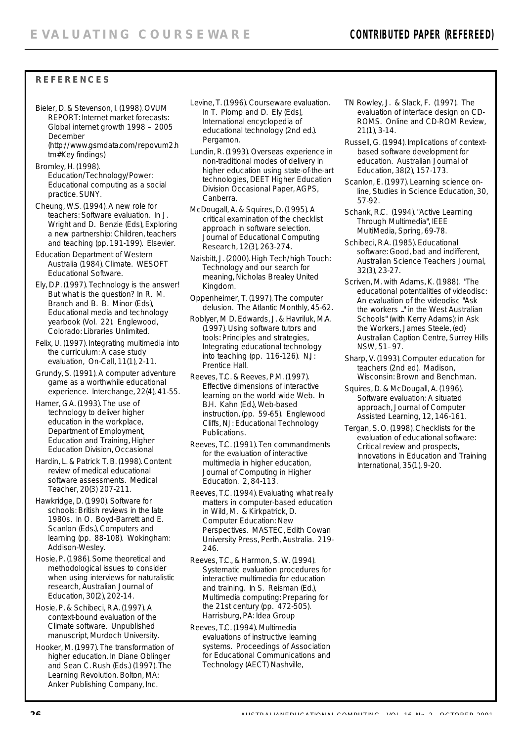## REFERENCES

Bieler, D. & Stevenson, I. (1998). OVUM REPORT: Internet market forecasts: Global internet growth 1998 – 2005 December (http://www.gsmdata.com/repovum2.htm#Key findings)

Bromley, H. (1998). Education/Technology/Power: Educational computing as a social practice. SUNY.

Cheung, W.S. (1994). A new role for teachers: Software evaluation. In J. Wright and D. Benzie (Eds), Exploring a new partnership: Children, teachers and teaching (pp. 191-199). Elsevier.

Education Department of Western Australia (1984). Climate. WESOFT Educational Software.

Ely, D.P. (1997). Technology is the answer! But what is the question? In R. M. Branch and B. B. Minor (Eds), Educational media and technology yearbook (Vol. 22). Englewood, Colorado: Libraries Unlimited.

Felix, U. (1997). Integrating multimedia into the curriculum: A case study evaluation, On-Call, 11(1), 2-11.

Grundy, S. (1991). A computer adventure game as a worthwhile educational experience. Interchange, 22(4), 41-55.

Hamer, G.A. (1993). The use of technology to deliver higher education in the workplace, Department of Employment, Education and Training, Higher Education Division, Occasional

Hardin, L. & Patrick T. B. (1998). Content review of medical educational software assessments. Medical Teacher, 20(3) 207-211.

Hawkridge, D. (1990). Software for schools: British reviews in the late 1980s. In O. Boyd-Barrett and E. Scanlon (Eds.), Computers and learning (pp. 88-108). Wokingham: Addison-Wesley.

Hosie, P. (1986). Some theoretical and methodological issues to consider when using interviews for naturalistic research, Australian Journal of Education, 30(2), 202-14.

Hosie, P. & Schibeci, R.A. (1997). A context-bound evaluation of the Climate software. Unpublished manuscript, Murdoch University.

Hooker, M. (1997). The transformation of higher education. In Diane Oblinger and Sean C. Rush (Eds.) (1997). The Learning Revolution. Bolton, MA: Anker Publishing Company, Inc.

Levine, T. (1996). Courseware evaluation. In T. Plomp and D. Ely (Eds), International encyclopedia of educational technology (2nd ed.). Pergamon.

Lundin, R. (1993). Overseas experience in non-traditional modes of delivery in higher education using state-of-the-art technologies, DEET Higher Education Division Occasional Paper, AGPS, Canberra.

McDougall, A. & Squires, D. (1995). A critical examination of the checklist approach in software selection. Journal of Educational Computing Research, 12(3), 263-274.

Naisbitt, J. (2000). High Tech/high Touch: Technology and our search for meaning, Nicholas Brealey United Kingdom.

Oppenheimer, T. (1997). The computer delusion. The Atlantic Monthly, 45-62.

Roblyer, M D. Edwards, J. & Havriluk, M.A. (1997). Using software tutors and tools: Principles and strategies, Integrating educational technology into teaching (pp. 116-126). NJ: Prentice Hall.

Reeves, T.C. & Reeves, P.M. (1997). Effective dimensions of interactive learning on the world wide Web. In B.H. Kahn (Ed.), Web-based instruction, (pp. 59-65). Englewood Cliffs, NJ: Educational Technology Publications.

Reeves, T.C. (1991). Ten commandments for the evaluation of interactive multimedia in higher education, Journal of Computing in Higher Education. 2, 84-113.

Reeves, T.C. (1994). Evaluating what really matters in computer-based education in Wild, M. & Kirkpatrick, D. Computer Education: New Perspectives. MASTEC, Edith Cowan University Press, Perth, Australia. 219-246.

Reeves, T.C., & Harmon, S. W. (1994). Systematic evaluation procedures for interactive multimedia for education and training. In S. Reisman (Ed.), Multimedia computing: Preparing for the 21st century (pp. 472-505). Harrisburg, PA: Idea Group

Reeves, T.C. (1994). Multimedia evaluations of instructive learning systems. Proceedings of Association for Educational Communications and Technology (AECT) Nashville,

TN Rowley, J. & Slack, F. (1997). The evaluation of interface design on CD-ROMS. Online and CD-ROM Review, 21(1), 3-14.

Russell, G. (1994). Implications of context-based software development for education. Australian Journal of Education, 38(2), 157-173.

Scanlon, E. (1997). Learning science on-line, Studies in Science Education, 30, 57-92.

Schank, R.C. (1994). "Active Learning Through Multimedia", IEEE MultiMedia, Spring, 69-78.

Schibeci, R.A. (1985). Educational software: Good, bad and indifferent, Australian Science Teachers Journal, 32(3), 23-27.

Scriven, M. with Adams, K. (1988). "The educational potentialities of videodisc: An evaluation of the videodisc "Ask the workers ..." in the West Australian Schools" (with Kerry Adams); in Ask the Workers, James Steele, (ed) Australian Caption Centre, Surrey Hills NSW, 51– 97.

Sharp, V. (1993). Computer education for teachers (2nd ed). Madison, Wisconsin: Brown and Benchman.

Squires, D. & McDougall, A. (1996). Software evaluation: A situated approach, Journal of Computer Assisted Learning, 12, 146-161.

Tergan, S. O. (1998). Checklists for the evaluation of educational software: Critical review and prospects, Innovations in Education and Training International, 35(1), 9-20.